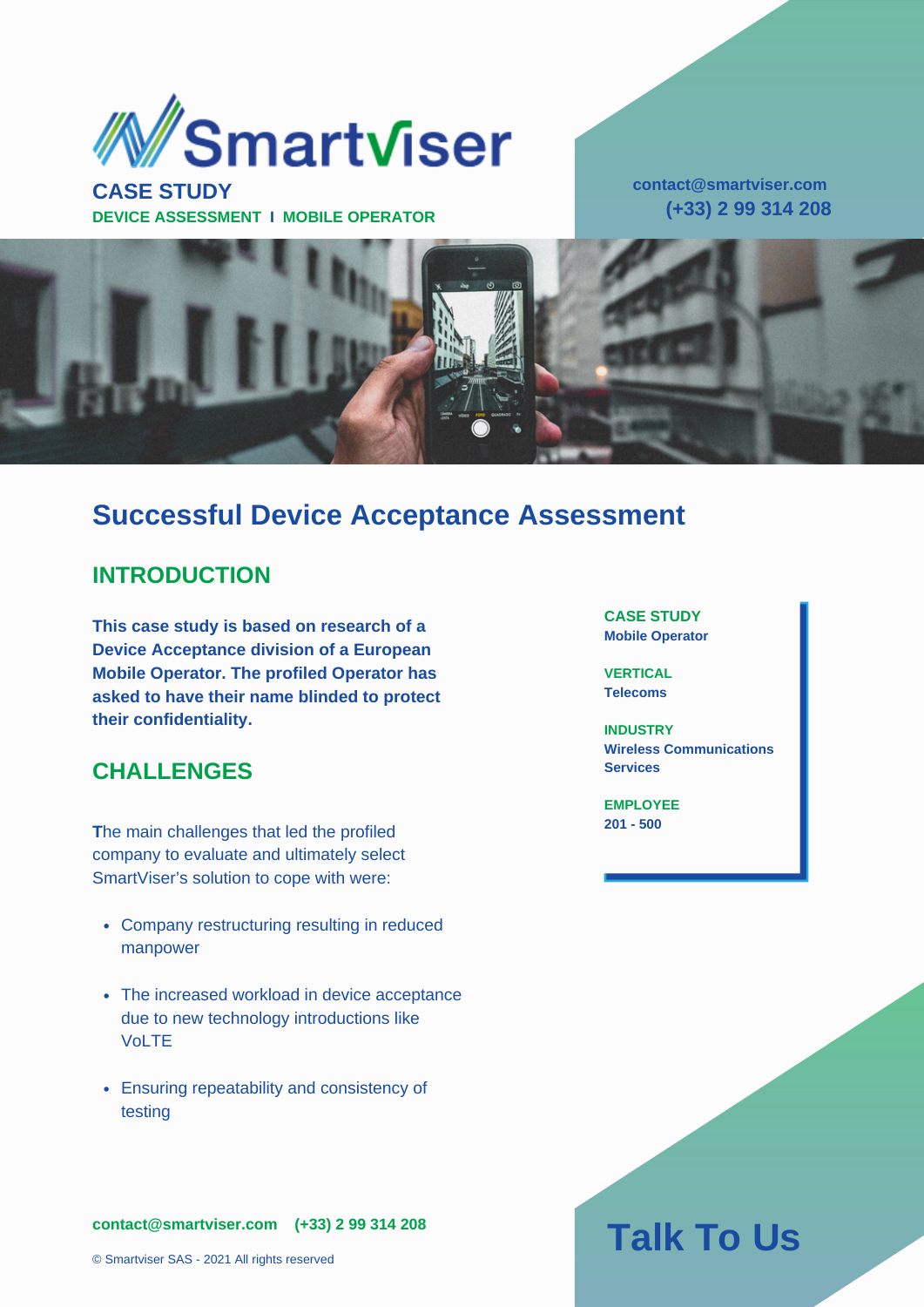# Smartviser

**CASE STUDY**

**DEVICE ASSESSMENT I MOBILE OPERATOR**

**contact@smartviser.com**

**(+33) 2 99 314 208**

## Successful Device Acceptance Assessment

### INTRODUCTION

**This case study is based on research of a Device Acceptance division of a European Mobile Operator. The profiled Operator has asked to have their name blinded to protect their confidentiality.**

**CASE STUDY**
**Mobile Operator**

**VERTICAL**
**Telecoms**

**INDUSTRY**
**Wireless Communications Services**

**EMPLOYEE**
**201 - 500**

### CHALLENGES

**T**he main challenges that led the profiled company to evaluate and ultimately select SmartViser's solution to cope with were:

- Company restructuring resulting in reduced manpower
- The increased workload in device acceptance due to new technology introductions like VoLTE
- Ensuring repeatability and consistency of testing

**contact@smartviser.com** **(+33) 2 99 314 208**

© Smartviser SAS - 2021 All rights reserved

## Talk To Us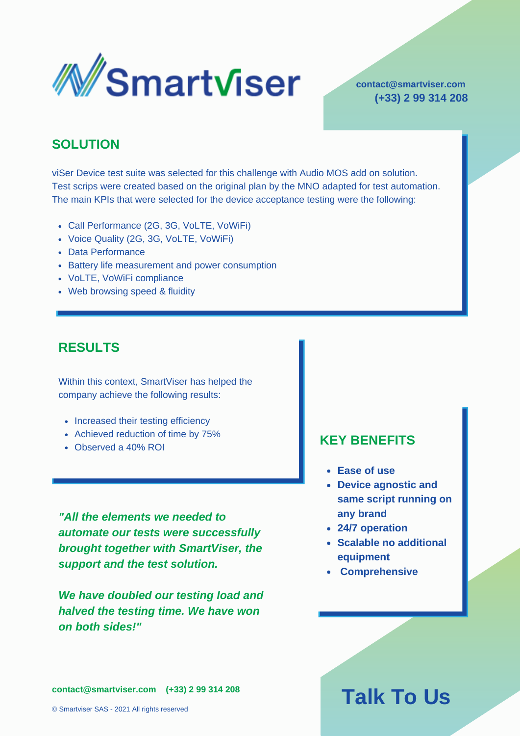Smartviser

**contact@smartviser.com**
**(+33) 2 99 314 208**

## SOLUTION

viSer Device test suite was selected for this challenge with Audio MOS add on solution. Test scrips were created based on the original plan by the MNO adapted for test automation. The main KPIs that were selected for the device acceptance testing were the following:

- Call Performance (2G, 3G, VoLTE, VoWiFi)
- Voice Quality (2G, 3G, VoLTE, VoWiFi)
- Data Performance
- Battery life measurement and power consumption
- VoLTE, VoWiFi compliance
- Web browsing speed & fluidity

## RESULTS

Within this context, SmartViser has helped the company achieve the following results:

- Increased their testing efficiency
- Achieved reduction of time by 75%
- Observed a 40% ROI

***"All the elements we needed to automate our tests were successfully brought together with SmartViser, the support and the test solution.***

***We have doubled our testing load and halved the testing time. We have won on both sides!"***

## KEY BENEFITS

- **Ease of use**
- **Device agnostic and same script running on any brand**
- **24/7 operation**
- **Scalable no additional equipment**
- **Comprehensive**

**contact@smartviser.com** **(+33) 2 99 314 208**

© Smartviser SAS - 2021 All rights reserved

# Talk To Us